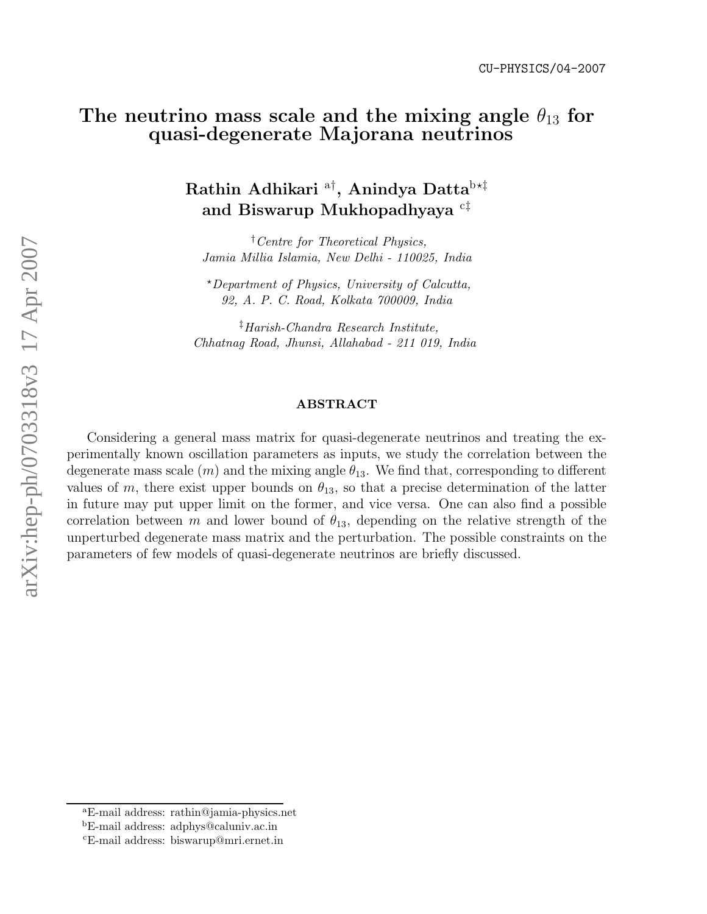CU-PHYSICS/04-2007

# The neutrino mass scale and the mixing angle $\theta_{13}$ for quasi-degenerate Majorana neutrinos

**Rathin Adhikari** [a†], **Anindya Datta** [b⋆‡] **and Biswarup Mukhopadhyaya** [c‡]

[†] *Centre for Theoretical Physics, Jamia Millia Islamia, New Delhi - 110025, India*

[⋆] *Department of Physics, University of Calcutta, 92, A. P. C. Road, Kolkata 700009, India*

[‡] *Harish-Chandra Research Institute, Chhatnag Road, Jhunsi, Allahabad - 211 019, India*

## ABSTRACT

Considering a general mass matrix for quasi-degenerate neutrinos and treating the experimentally known oscillation parameters as inputs, we study the correlation between the degenerate mass scale ($m$) and the mixing angle $\theta_{13}$. We find that, corresponding to different values of $m$, there exist upper bounds on $\theta_{13}$, so that a precise determination of the latter in future may put upper limit on the former, and vice versa. One can also find a possible correlation between $m$ and lower bound of $\theta_{13}$, depending on the relative strength of the unperturbed degenerate mass matrix and the perturbation. The possible constraints on the parameters of few models of quasi-degenerate neutrinos are briefly discussed.

---

[a] E-mail address: rathin@jamia-physics.net

[b] E-mail address: adphys@caluniv.ac.in

[c] E-mail address: biswarup@mri.ernet.in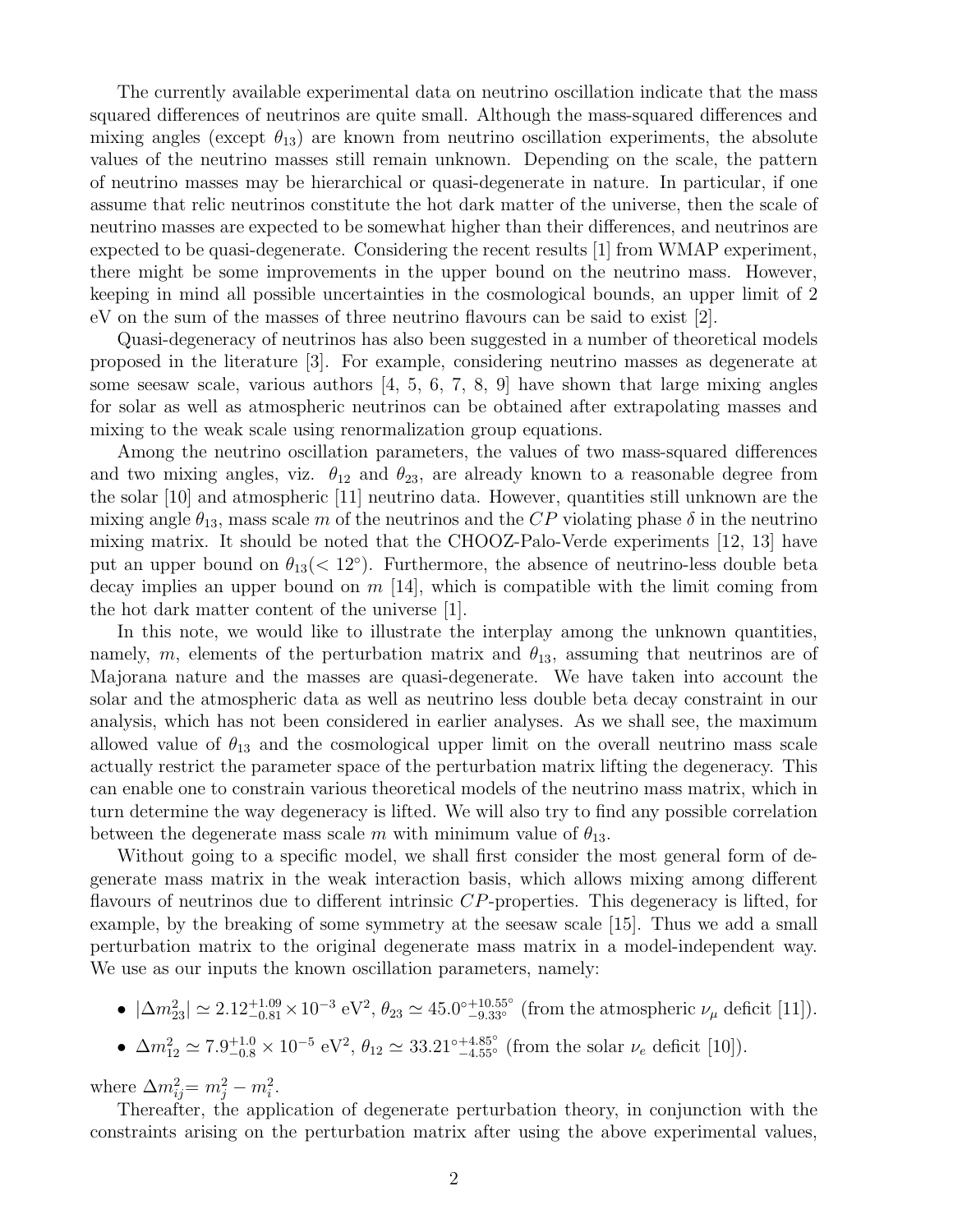The currently available experimental data on neutrino oscillation indicate that the mass squared differences of neutrinos are quite small. Although the mass-squared differences and mixing angles (except $\theta_{13}$) are known from neutrino oscillation experiments, the absolute values of the neutrino masses still remain unknown. Depending on the scale, the pattern of neutrino masses may be hierarchical or quasi-degenerate in nature. In particular, if one assume that relic neutrinos constitute the hot dark matter of the universe, then the scale of neutrino masses are expected to be somewhat higher than their differences, and neutrinos are expected to be quasi-degenerate. Considering the recent results [1] from WMAP experiment, there might be some improvements in the upper bound on the neutrino mass. However, keeping in mind all possible uncertainties in the cosmological bounds, an upper limit of 2 eV on the sum of the masses of three neutrino flavours can be said to exist [2].

Quasi-degeneracy of neutrinos has also been suggested in a number of theoretical models proposed in the literature [3]. For example, considering neutrino masses as degenerate at some seesaw scale, various authors [4, 5, 6, 7, 8, 9] have shown that large mixing angles for solar as well as atmospheric neutrinos can be obtained after extrapolating masses and mixing to the weak scale using renormalization group equations.

Among the neutrino oscillation parameters, the values of two mass-squared differences and two mixing angles, viz. $\theta_{12}$ and $\theta_{23}$, are already known to a reasonable degree from the solar [10] and atmospheric [11] neutrino data. However, quantities still unknown are the mixing angle $\theta_{13}$, mass scale $m$ of the neutrinos and the $CP$ violating phase $\delta$ in the neutrino mixing matrix. It should be noted that the CHOOZ-Palo-Verde experiments [12, 13] have put an upper bound on $\theta_{13}(< 12^{\circ})$. Furthermore, the absence of neutrino-less double beta decay implies an upper bound on $m$ [14], which is compatible with the limit coming from the hot dark matter content of the universe [1].

In this note, we would like to illustrate the interplay among the unknown quantities, namely, $m$, elements of the perturbation matrix and $\theta_{13}$, assuming that neutrinos are of Majorana nature and the masses are quasi-degenerate. We have taken into account the solar and the atmospheric data as well as neutrino less double beta decay constraint in our analysis, which has not been considered in earlier analyses. As we shall see, the maximum allowed value of $\theta_{13}$ and the cosmological upper limit on the overall neutrino mass scale actually restrict the parameter space of the perturbation matrix lifting the degeneracy. This can enable one to constrain various theoretical models of the neutrino mass matrix, which in turn determine the way degeneracy is lifted. We will also try to find any possible correlation between the degenerate mass scale $m$ with minimum value of $\theta_{13}$.

Without going to a specific model, we shall first consider the most general form of degenerate mass matrix in the weak interaction basis, which allows mixing among different flavours of neutrinos due to different intrinsic $CP$-properties. This degeneracy is lifted, for example, by the breaking of some symmetry at the seesaw scale [15]. Thus we add a small perturbation matrix to the original degenerate mass matrix in a model-independent way. We use as our inputs the known oscillation parameters, namely:

- $|\Delta m^2_{23}| \simeq 2.12^{+1.09}_{-0.81} \times 10^{-3}$ eV$^2$, $\theta_{23} \simeq 45.0^{\circ}{}^{+10.55^{\circ}}_{-9.33^{\circ}}$ (from the atmospheric $\nu_\mu$ deficit [11]).
- $\Delta m^2_{12} \simeq 7.9^{+1.0}_{-0.8} \times 10^{-5}$ eV$^2$, $\theta_{12} \simeq 33.21^{\circ}{}^{+4.85^{\circ}}_{-4.55^{\circ}}$ (from the solar $\nu_e$ deficit [10]).

where $\Delta m^2_{ij} = m^2_j - m^2_i$.

Thereafter, the application of degenerate perturbation theory, in conjunction with the constraints arising on the perturbation matrix after using the above experimental values,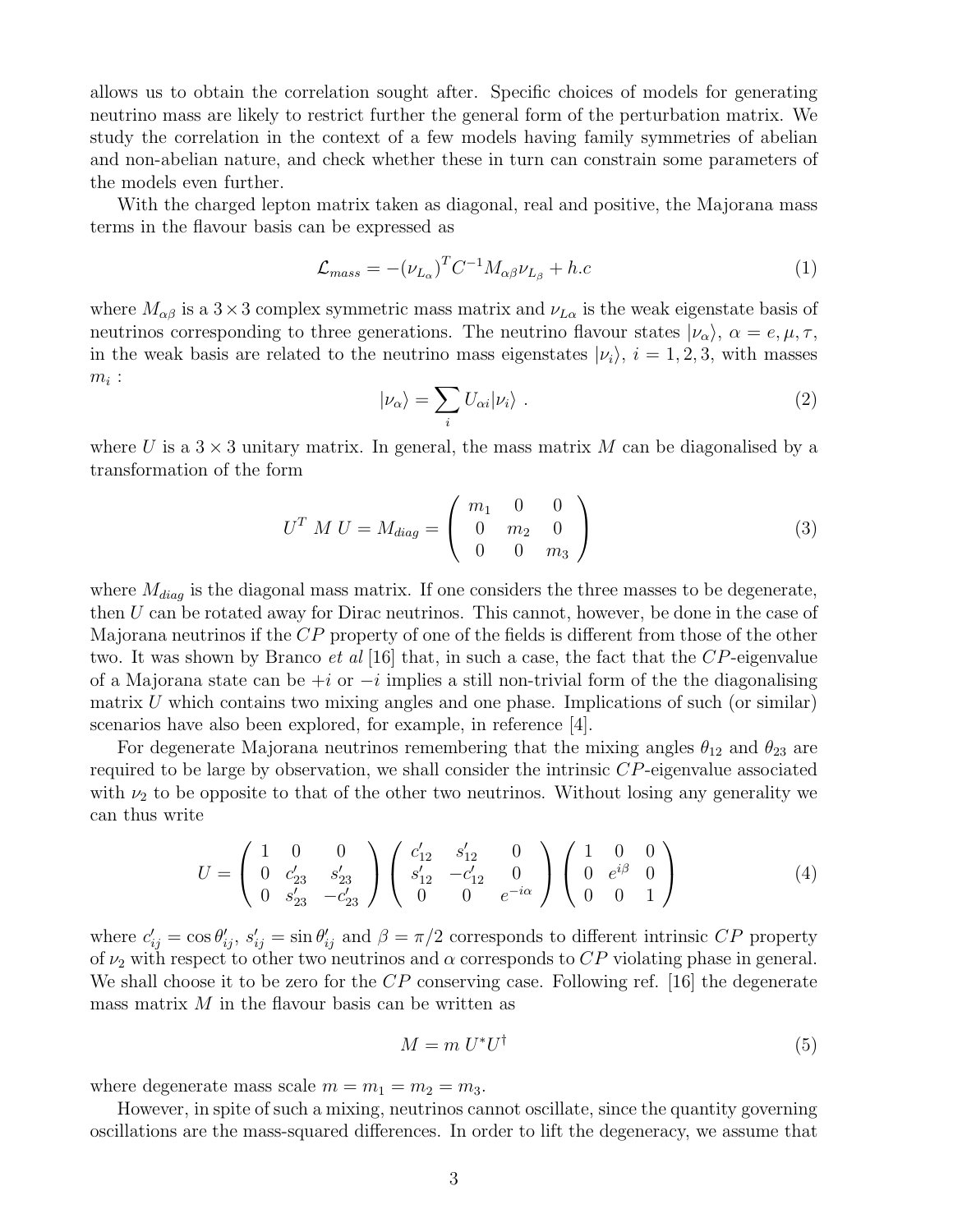allows us to obtain the correlation sought after. Specific choices of models for generating neutrino mass are likely to restrict further the general form of the perturbation matrix. We study the correlation in the context of a few models having family symmetries of abelian and non-abelian nature, and check whether these in turn can constrain some parameters of the models even further.

With the charged lepton matrix taken as diagonal, real and positive, the Majorana mass terms in the flavour basis can be expressed as

$$\mathcal{L}_{mass} = -(\nu_{L_\alpha})^T C^{-1} M_{\alpha\beta} \nu_{L_\beta} + h.c \tag{1}$$

where $M_{\alpha\beta}$ is a $3 \times 3$ complex symmetric mass matrix and $\nu_{L\alpha}$ is the weak eigenstate basis of neutrinos corresponding to three generations. The neutrino flavour states $|\nu_\alpha\rangle$, $\alpha = e, \mu, \tau$, in the weak basis are related to the neutrino mass eigenstates $|\nu_i\rangle$, $i = 1, 2, 3$, with masses $m_i$ :

$$|\nu_\alpha\rangle = \sum_i U_{\alpha i} |\nu_i\rangle \ . \tag{2}$$

where $U$ is a $3 \times 3$ unitary matrix. In general, the mass matrix $M$ can be diagonalised by a transformation of the form

$$U^T \ M \ U = M_{diag} = \begin{pmatrix} m_1 & 0 & 0 \\ 0 & m_2 & 0 \\ 0 & 0 & m_3 \end{pmatrix} \tag{3}$$

where $M_{diag}$ is the diagonal mass matrix. If one considers the three masses to be degenerate, then $U$ can be rotated away for Dirac neutrinos. This cannot, however, be done in the case of Majorana neutrinos if the $CP$ property of one of the fields is different from those of the other two. It was shown by Branco *et al* [16] that, in such a case, the fact that the $CP$-eigenvalue of a Majorana state can be $+i$ or $-i$ implies a still non-trivial form of the the diagonalising matrix $U$ which contains two mixing angles and one phase. Implications of such (or similar) scenarios have also been explored, for example, in reference [4].

For degenerate Majorana neutrinos remembering that the mixing angles $\theta_{12}$ and $\theta_{23}$ are required to be large by observation, we shall consider the intrinsic $CP$-eigenvalue associated with $\nu_2$ to be opposite to that of the other two neutrinos. Without losing any generality we can thus write

$$U = \begin{pmatrix} 1 & 0 & 0 \\ 0 & c'_{23} & s'_{23} \\ 0 & s'_{23} & -c'_{23} \end{pmatrix} \begin{pmatrix} c'_{12} & s'_{12} & 0 \\ s'_{12} & -c'_{12} & 0 \\ 0 & 0 & e^{-i\alpha} \end{pmatrix} \begin{pmatrix} 1 & 0 & 0 \\ 0 & e^{i\beta} & 0 \\ 0 & 0 & 1 \end{pmatrix} \tag{4}$$

where $c'_{ij} = \cos\theta'_{ij}$, $s'_{ij} = \sin\theta'_{ij}$ and $\beta = \pi/2$ corresponds to different intrinsic $CP$ property of $\nu_2$ with respect to other two neutrinos and $\alpha$ corresponds to $CP$ violating phase in general. We shall choose it to be zero for the $CP$ conserving case. Following ref. [16] the degenerate mass matrix $M$ in the flavour basis can be written as

$$M = m \ U^* U^\dagger \tag{5}$$

where degenerate mass scale $m = m_1 = m_2 = m_3$.

However, in spite of such a mixing, neutrinos cannot oscillate, since the quantity governing oscillations are the mass-squared differences. In order to lift the degeneracy, we assume that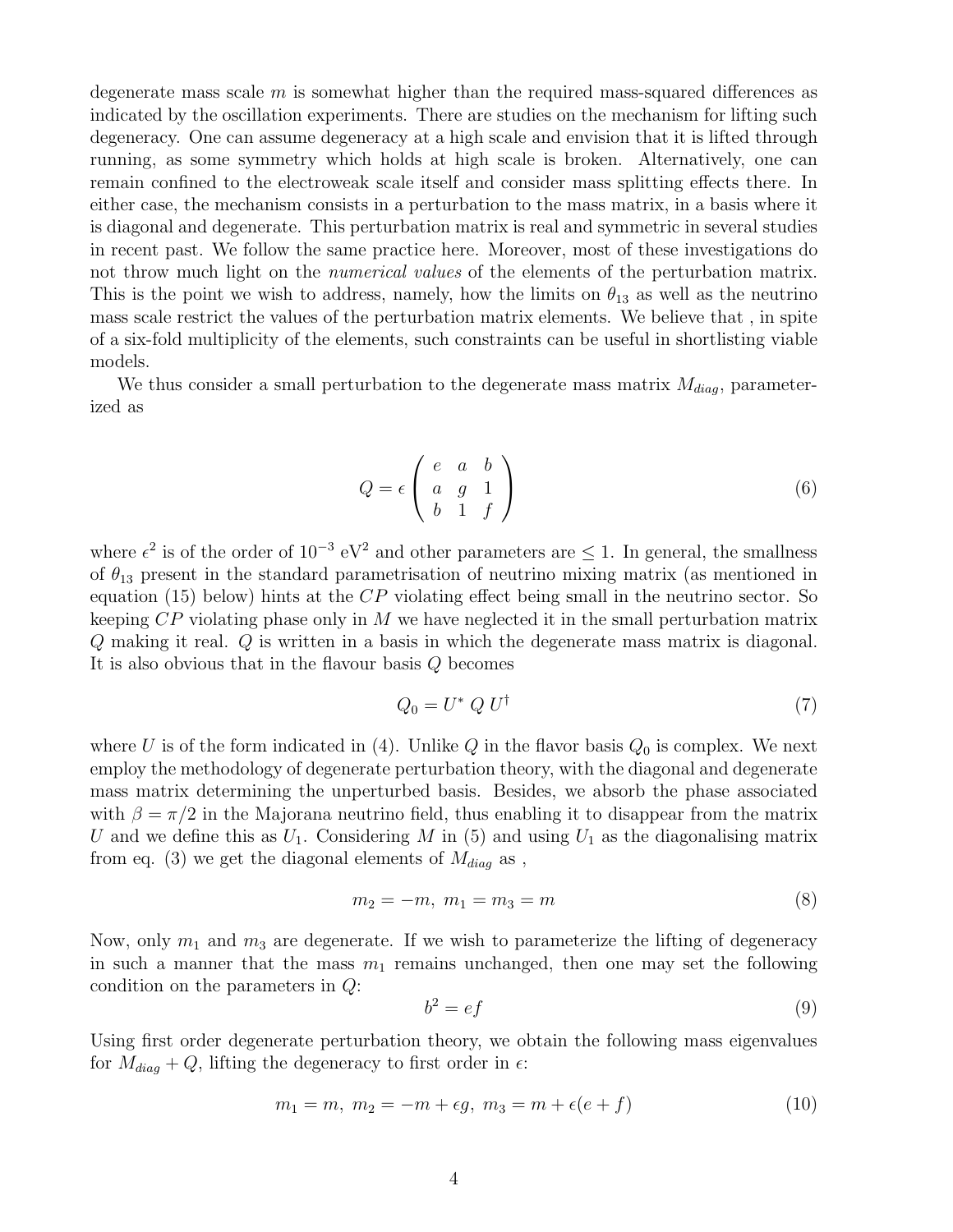degenerate mass scale $m$ is somewhat higher than the required mass-squared differences as indicated by the oscillation experiments. There are studies on the mechanism for lifting such degeneracy. One can assume degeneracy at a high scale and envision that it is lifted through running, as some symmetry which holds at high scale is broken. Alternatively, one can remain confined to the electroweak scale itself and consider mass splitting effects there. In either case, the mechanism consists in a perturbation to the mass matrix, in a basis where it is diagonal and degenerate. This perturbation matrix is real and symmetric in several studies in recent past. We follow the same practice here. Moreover, most of these investigations do not throw much light on the *numerical values* of the elements of the perturbation matrix. This is the point we wish to address, namely, how the limits on $\theta_{13}$ as well as the neutrino mass scale restrict the values of the perturbation matrix elements. We believe that , in spite of a six-fold multiplicity of the elements, such constraints can be useful in shortlisting viable models.

We thus consider a small perturbation to the degenerate mass matrix $M_{diag}$, parameterized as

$$Q = \epsilon \begin{pmatrix} e & a & b \\ a & g & 1 \\ b & 1 & f \end{pmatrix} \tag{6}$$

where $\epsilon^2$ is of the order of $10^{-3}$ eV$^2$ and other parameters are $\leq 1$. In general, the smallness of $\theta_{13}$ present in the standard parametrisation of neutrino mixing matrix (as mentioned in equation (15) below) hints at the $CP$ violating effect being small in the neutrino sector. So keeping $CP$ violating phase only in $M$ we have neglected it in the small perturbation matrix $Q$ making it real. $Q$ is written in a basis in which the degenerate mass matrix is diagonal. It is also obvious that in the flavour basis $Q$ becomes

$$Q_0 = U^* \, Q \, U^\dagger \tag{7}$$

where $U$ is of the form indicated in (4). Unlike $Q$ in the flavor basis $Q_0$ is complex. We next employ the methodology of degenerate perturbation theory, with the diagonal and degenerate mass matrix determining the unperturbed basis. Besides, we absorb the phase associated with $\beta = \pi/2$ in the Majorana neutrino field, thus enabling it to disappear from the matrix $U$ and we define this as $U_1$. Considering $M$ in (5) and using $U_1$ as the diagonalising matrix from eq. (3) we get the diagonal elements of $M_{diag}$ as ,

$$m_2 = -m, \; m_1 = m_3 = m \tag{8}$$

Now, only $m_1$ and $m_3$ are degenerate. If we wish to parameterize the lifting of degeneracy in such a manner that the mass $m_1$ remains unchanged, then one may set the following condition on the parameters in $Q$:

$$b^2 = ef \tag{9}$$

Using first order degenerate perturbation theory, we obtain the following mass eigenvalues for $M_{diag} + Q$, lifting the degeneracy to first order in $\epsilon$:

$$m_1 = m, \; m_2 = -m + \epsilon g, \; m_3 = m + \epsilon(e + f) \tag{10}$$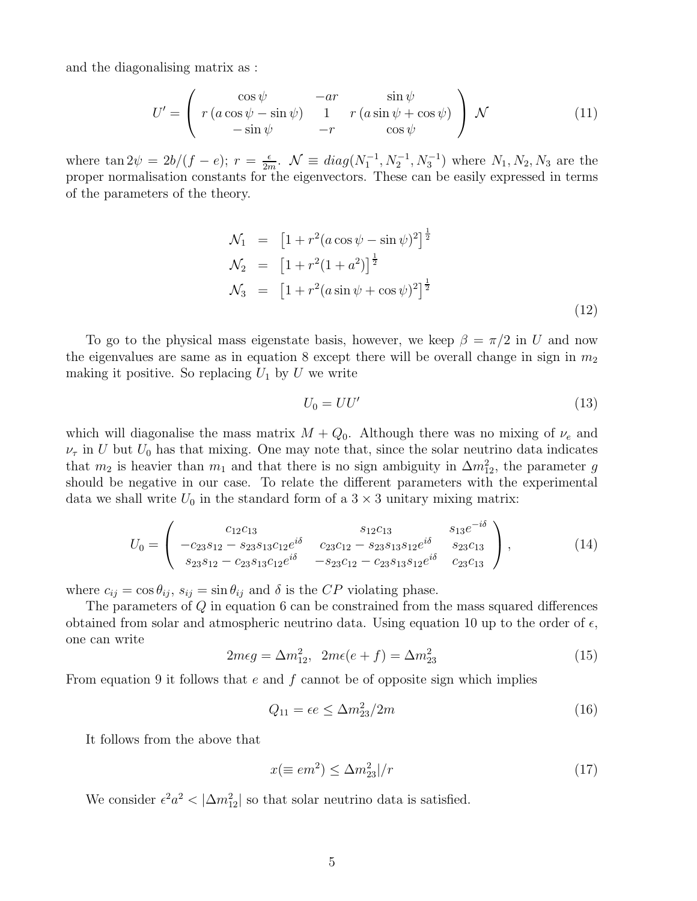and the diagonalising matrix as :

$$U' = \left( \begin{array}{ccc} \cos\psi & -ar & \sin\psi \\ r\,(a\cos\psi - \sin\psi) & 1 & r\,(a\sin\psi + \cos\psi) \\ -\sin\psi & -r & \cos\psi \end{array} \right) \mathcal{N} \tag{11}$$

where $\tan 2\psi = 2b/(f-e)$; $r = \frac{\epsilon}{2m}$. $\mathcal{N} \equiv diag(N_1^{-1}, N_2^{-1}, N_3^{-1})$ where $N_1, N_2, N_3$ are the proper normalisation constants for the eigenvectors. These can be easily expressed in terms of the parameters of the theory.

$$\begin{aligned} \mathcal{N}_1 &= \left[1 + r^2(a\cos\psi - \sin\psi)^2\right]^{\frac{1}{2}} \\ \mathcal{N}_2 &= \left[1 + r^2(1+a^2)\right]^{\frac{1}{2}} \\ \mathcal{N}_3 &= \left[1 + r^2(a\sin\psi + \cos\psi)^2\right]^{\frac{1}{2}} \end{aligned} \tag{12}$$

To go to the physical mass eigenstate basis, however, we keep $\beta = \pi/2$ in $U$ and now the eigenvalues are same as in equation 8 except there will be overall change in sign in $m_2$ making it positive. So replacing $U_1$ by $U$ we write

$$U_0 = UU' \tag{13}$$

which will diagonalise the mass matrix $M + Q_0$. Although there was no mixing of $\nu_e$ and $\nu_\tau$ in $U$ but $U_0$ has that mixing. One may note that, since the solar neutrino data indicates that $m_2$ is heavier than $m_1$ and that there is no sign ambiguity in $\Delta m^2_{12}$, the parameter $g$ should be negative in our case. To relate the different parameters with the experimental data we shall write $U_0$ in the standard form of a $3 \times 3$ unitary mixing matrix:

$$U_0 = \left( \begin{array}{ccc} c_{12}c_{13} & s_{12}c_{13} & s_{13}e^{-i\delta} \\ -c_{23}s_{12} - s_{23}s_{13}c_{12}e^{i\delta} & c_{23}c_{12} - s_{23}s_{13}s_{12}e^{i\delta} & s_{23}c_{13} \\ s_{23}s_{12} - c_{23}s_{13}c_{12}e^{i\delta} & -s_{23}c_{12} - c_{23}s_{13}s_{12}e^{i\delta} & c_{23}c_{13} \end{array} \right), \tag{14}$$

where $c_{ij} = \cos\theta_{ij}$, $s_{ij} = \sin\theta_{ij}$ and $\delta$ is the $CP$ violating phase.

The parameters of $Q$ in equation 6 can be constrained from the mass squared differences obtained from solar and atmospheric neutrino data. Using equation 10 up to the order of $\epsilon$, one can write

$$2m\epsilon g = \Delta m^2_{12}, \;\; 2m\epsilon(e+f) = \Delta m^2_{23} \tag{15}$$

From equation 9 it follows that $e$ and $f$ cannot be of opposite sign which implies

$$Q_{11} = \epsilon e \leq \Delta m^2_{23}/2m \tag{16}$$

It follows from the above that

$$x(\equiv em^2) \leq \Delta m^2_{23}|/r \tag{17}$$

We consider $\epsilon^2 a^2 < |\Delta m^2_{12}|$ so that solar neutrino data is satisfied.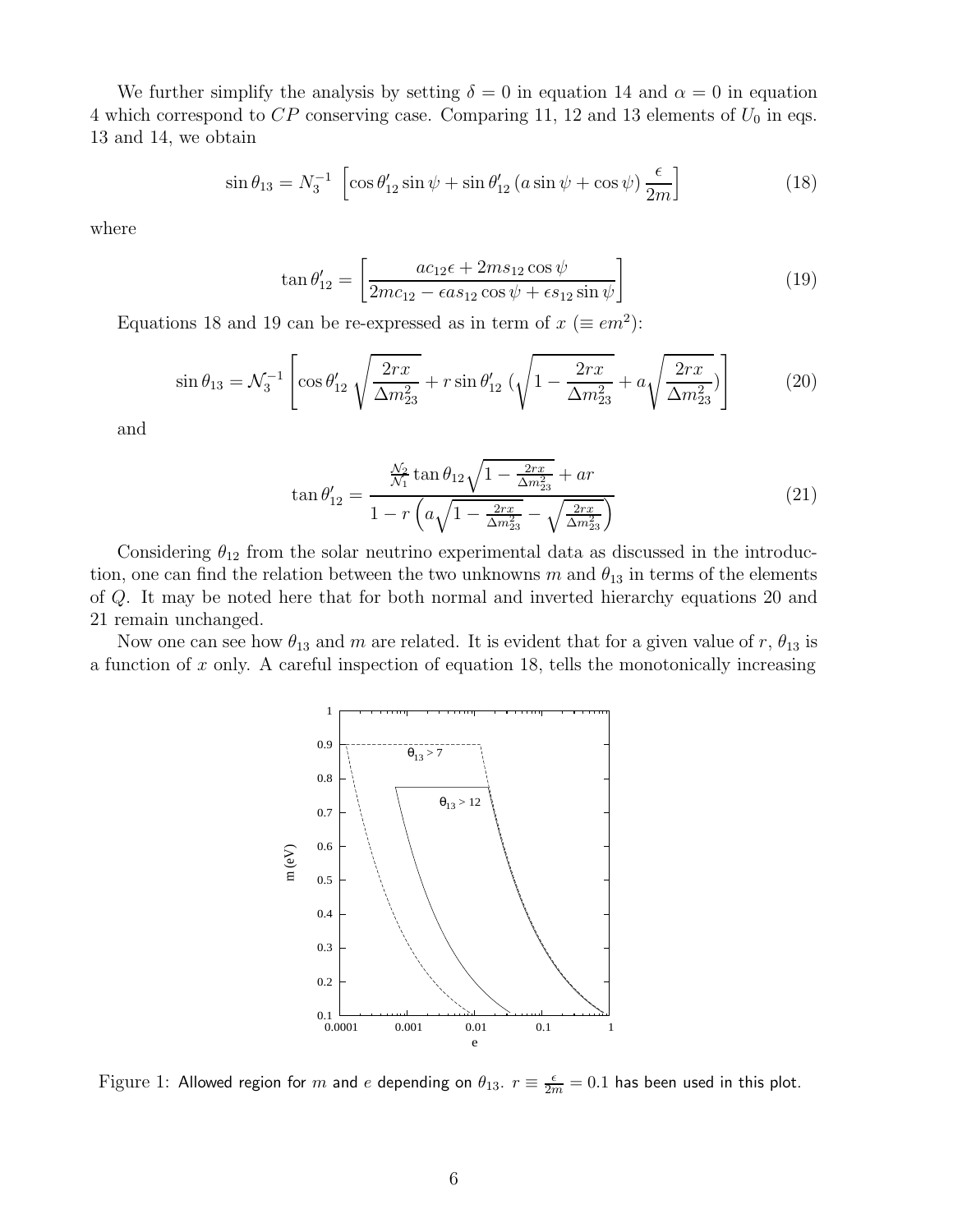We further simplify the analysis by setting $\delta = 0$ in equation 14 and $\alpha = 0$ in equation 4 which correspond to $CP$ conserving case. Comparing 11, 12 and 13 elements of $U_0$ in eqs. 13 and 14, we obtain

$$\sin\theta_{13} = N_3^{-1} \left[\cos\theta'_{12}\sin\psi + \sin\theta'_{12}\left(a\sin\psi + \cos\psi\right)\frac{\epsilon}{2m}\right] \tag{18}$$

where

$$\tan\theta'_{12} = \left[\frac{ac_{12}\epsilon + 2ms_{12}\cos\psi}{2mc_{12} - \epsilon a s_{12}\cos\psi + \epsilon s_{12}\sin\psi}\right] \tag{19}$$

Equations 18 and 19 can be re-expressed as in term of $x$ ($\equiv em^2$):

$$\sin\theta_{13} = \mathcal{N}_3^{-1}\left[\cos\theta'_{12}\sqrt{\frac{2rx}{\Delta m^2_{23}}} + r\sin\theta'_{12}\left(\sqrt{1-\frac{2rx}{\Delta m^2_{23}}} + a\sqrt{\frac{2rx}{\Delta m^2_{23}}}\right)\right] \tag{20}$$

and

$$\tan\theta'_{12} = \frac{\frac{\mathcal{N}_2}{\mathcal{N}_1}\tan\theta_{12}\sqrt{1-\frac{2rx}{\Delta m^2_{23}}} + ar}{1 - r\left(a\sqrt{1-\frac{2rx}{\Delta m^2_{23}}} - \sqrt{\frac{2rx}{\Delta m^2_{23}}}\right)} \tag{21}$$

Considering $\theta_{12}$ from the solar neutrino experimental data as discussed in the introduction, one can find the relation between the two unknowns $m$ and $\theta_{13}$ in terms of the elements of $Q$. It may be noted here that for both normal and inverted hierarchy equations 20 and 21 remain unchanged.

Now one can see how $\theta_{13}$ and $m$ are related. It is evident that for a given value of $r$, $\theta_{13}$ is a function of $x$ only. A careful inspection of equation 18, tells the monotonically increasing

Figure 1: Allowed region for $m$ and $e$ depending on $\theta_{13}$. $r \equiv \frac{\epsilon}{2m} = 0.1$ has been used in this plot.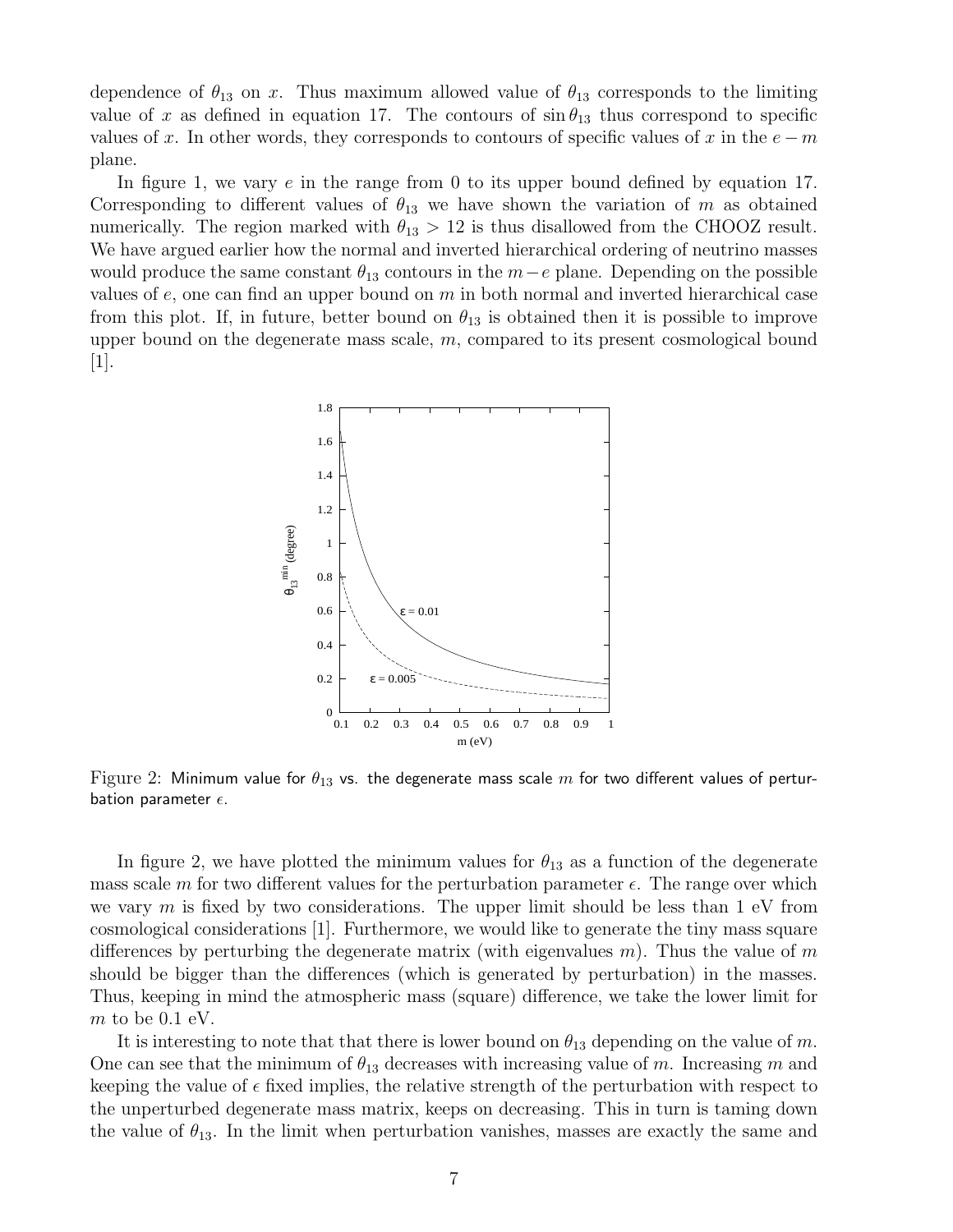dependence of $\theta_{13}$ on $x$. Thus maximum allowed value of $\theta_{13}$ corresponds to the limiting value of $x$ as defined in equation 17. The contours of $\sin\theta_{13}$ thus correspond to specific values of $x$. In other words, they corresponds to contours of specific values of $x$ in the $e-m$ plane.

In figure 1, we vary $e$ in the range from 0 to its upper bound defined by equation 17. Corresponding to different values of $\theta_{13}$ we have shown the variation of $m$ as obtained numerically. The region marked with $\theta_{13} > 12$ is thus disallowed from the CHOOZ result. We have argued earlier how the normal and inverted hierarchical ordering of neutrino masses would produce the same constant $\theta_{13}$ contours in the $m-e$ plane. Depending on the possible values of $e$, one can find an upper bound on $m$ in both normal and inverted hierarchical case from this plot. If, in future, better bound on $\theta_{13}$ is obtained then it is possible to improve upper bound on the degenerate mass scale, $m$, compared to its present cosmological bound [1].

Figure 2: Minimum value for $\theta_{13}$ vs. the degenerate mass scale $m$ for two different values of perturbation parameter $\epsilon$.

In figure 2, we have plotted the minimum values for $\theta_{13}$ as a function of the degenerate mass scale $m$ for two different values for the perturbation parameter $\epsilon$. The range over which we vary $m$ is fixed by two considerations. The upper limit should be less than 1 eV from cosmological considerations [1]. Furthermore, we would like to generate the tiny mass square differences by perturbing the degenerate matrix (with eigenvalues $m$). Thus the value of $m$ should be bigger than the differences (which is generated by perturbation) in the masses. Thus, keeping in mind the atmospheric mass (square) difference, we take the lower limit for $m$ to be 0.1 eV.

It is interesting to note that that there is lower bound on $\theta_{13}$ depending on the value of $m$. One can see that the minimum of $\theta_{13}$ decreases with increasing value of $m$. Increasing $m$ and keeping the value of $\epsilon$ fixed implies, the relative strength of the perturbation with respect to the unperturbed degenerate mass matrix, keeps on decreasing. This in turn is taming down the value of $\theta_{13}$. In the limit when perturbation vanishes, masses are exactly the same and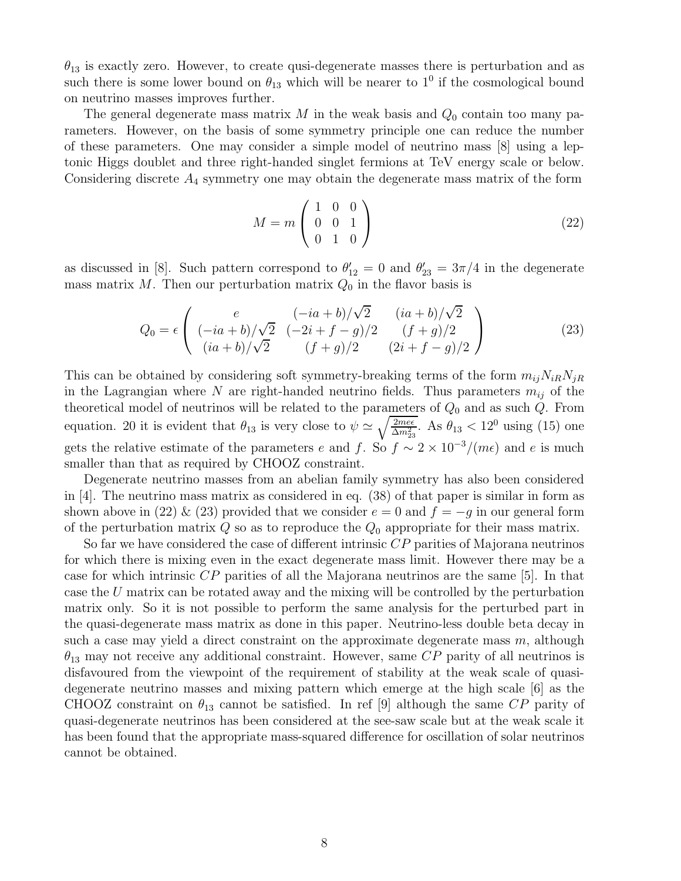$\theta_{13}$ is exactly zero. However, to create qusi-degenerate masses there is perturbation and as such there is some lower bound on $\theta_{13}$ which will be nearer to $1^0$ if the cosmological bound on neutrino masses improves further.

The general degenerate mass matrix $M$ in the weak basis and $Q_0$ contain too many parameters. However, on the basis of some symmetry principle one can reduce the number of these parameters. One may consider a simple model of neutrino mass [8] using a leptonic Higgs doublet and three right-handed singlet fermions at TeV energy scale or below. Considering discrete $A_4$ symmetry one may obtain the degenerate mass matrix of the form

$$M = m \begin{pmatrix} 1 & 0 & 0 \\ 0 & 0 & 1 \\ 0 & 1 & 0 \end{pmatrix} \tag{22}$$

as discussed in [8]. Such pattern correspond to $\theta'_{12} = 0$ and $\theta'_{23} = 3\pi/4$ in the degenerate mass matrix $M$. Then our perturbation matrix $Q_0$ in the flavor basis is

$$Q_0 = \epsilon \begin{pmatrix} e & (-ia+b)/\sqrt{2} & (ia+b)/\sqrt{2} \\ (-ia+b)/\sqrt{2} & (-2i+f-g)/2 & (f+g)/2 \\ (ia+b)/\sqrt{2} & (f+g)/2 & (2i+f-g)/2 \end{pmatrix} \tag{23}$$

This can be obtained by considering soft symmetry-breaking terms of the form $m_{ij} N_{iR} N_{jR}$ in the Lagrangian where $N$ are right-handed neutrino fields. Thus parameters $m_{ij}$ of the theoretical model of neutrinos will be related to the parameters of $Q_0$ and as such $Q$. From equation. 20 it is evident that $\theta_{13}$ is very close to $\psi \simeq \sqrt{\frac{2me\epsilon}{\Delta m^2_{23}}}$. As $\theta_{13} < 12^0$ using (15) one gets the relative estimate of the parameters $e$ and $f$. So $f \sim 2 \times 10^{-3}/(m\epsilon)$ and $e$ is much smaller than that as required by CHOOZ constraint.

Degenerate neutrino masses from an abelian family symmetry has also been considered in [4]. The neutrino mass matrix as considered in eq. (38) of that paper is similar in form as shown above in (22) & (23) provided that we consider $e = 0$ and $f = -g$ in our general form of the perturbation matrix $Q$ so as to reproduce the $Q_0$ appropriate for their mass matrix.

So far we have considered the case of different intrinsic $CP$ parities of Majorana neutrinos for which there is mixing even in the exact degenerate mass limit. However there may be a case for which intrinsic $CP$ parities of all the Majorana neutrinos are the same [5]. In that case the $U$ matrix can be rotated away and the mixing will be controlled by the perturbation matrix only. So it is not possible to perform the same analysis for the perturbed part in the quasi-degenerate mass matrix as done in this paper. Neutrino-less double beta decay in such a case may yield a direct constraint on the approximate degenerate mass $m$, although $\theta_{13}$ may not receive any additional constraint. However, same $CP$ parity of all neutrinos is disfavoured from the viewpoint of the requirement of stability at the weak scale of quasi-degenerate neutrino masses and mixing pattern which emerge at the high scale [6] as the CHOOZ constraint on $\theta_{13}$ cannot be satisfied. In ref [9] although the same $CP$ parity of quasi-degenerate neutrinos has been considered at the see-saw scale but at the weak scale it has been found that the appropriate mass-squared difference for oscillation of solar neutrinos cannot be obtained.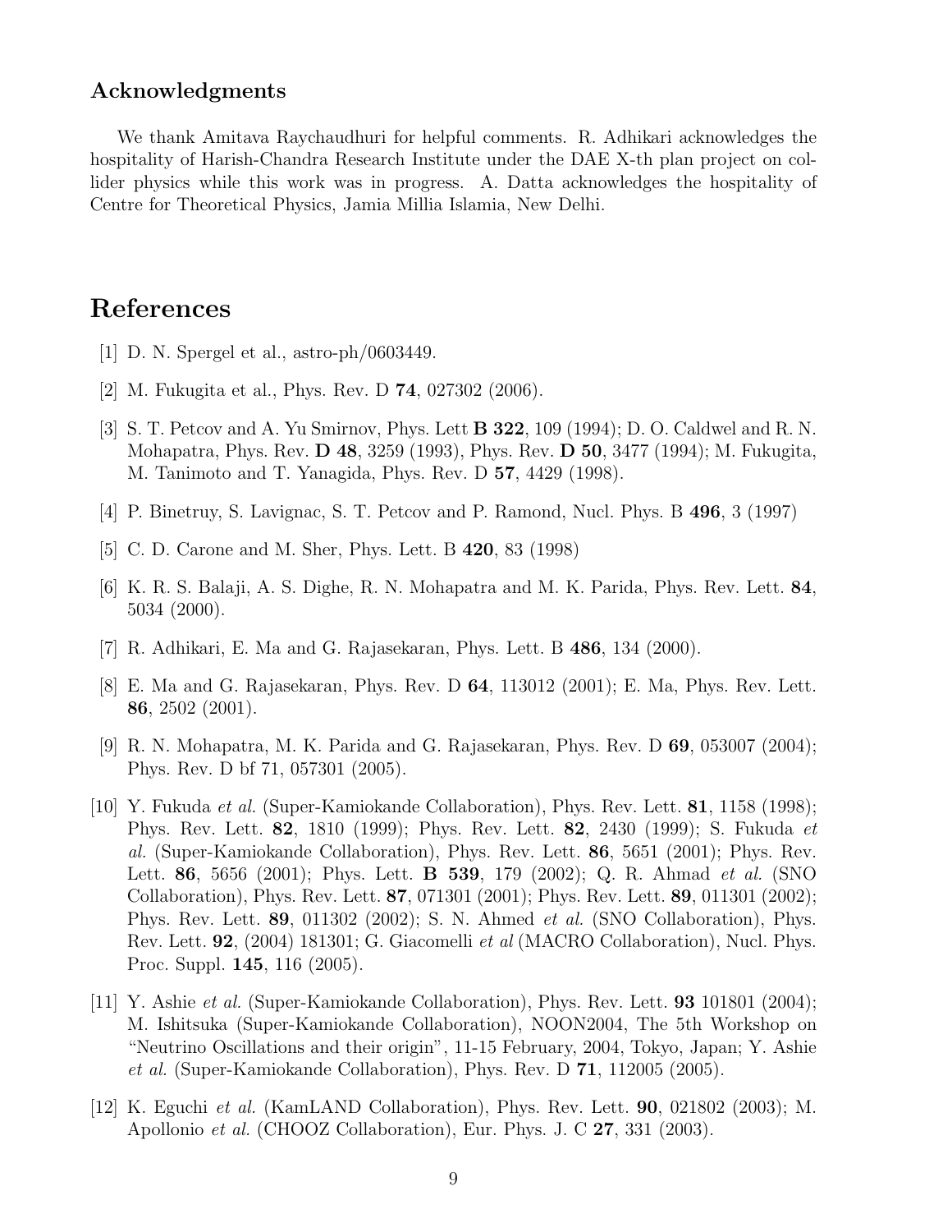### Acknowledgments

We thank Amitava Raychaudhuri for helpful comments. R. Adhikari acknowledges the hospitality of Harish-Chandra Research Institute under the DAE X-th plan project on collider physics while this work was in progress. A. Datta acknowledges the hospitality of Centre for Theoretical Physics, Jamia Millia Islamia, New Delhi.

## References

[1] D. N. Spergel et al., astro-ph/0603449.

[2] M. Fukugita et al., Phys. Rev. D **74**, 027302 (2006).

[3] S. T. Petcov and A. Yu Smirnov, Phys. Lett **B 322**, 109 (1994); D. O. Caldwel and R. N. Mohapatra, Phys. Rev. **D 48**, 3259 (1993), Phys. Rev. **D 50**, 3477 (1994); M. Fukugita, M. Tanimoto and T. Yanagida, Phys. Rev. D **57**, 4429 (1998).

[4] P. Binetruy, S. Lavignac, S. T. Petcov and P. Ramond, Nucl. Phys. B **496**, 3 (1997)

[5] C. D. Carone and M. Sher, Phys. Lett. B **420**, 83 (1998)

[6] K. R. S. Balaji, A. S. Dighe, R. N. Mohapatra and M. K. Parida, Phys. Rev. Lett. **84**, 5034 (2000).

[7] R. Adhikari, E. Ma and G. Rajasekaran, Phys. Lett. B **486**, 134 (2000).

[8] E. Ma and G. Rajasekaran, Phys. Rev. D **64**, 113012 (2001); E. Ma, Phys. Rev. Lett. **86**, 2502 (2001).

[9] R. N. Mohapatra, M. K. Parida and G. Rajasekaran, Phys. Rev. D **69**, 053007 (2004); Phys. Rev. D bf 71, 057301 (2005).

[10] Y. Fukuda *et al.* (Super-Kamiokande Collaboration), Phys. Rev. Lett. **81**, 1158 (1998); Phys. Rev. Lett. **82**, 1810 (1999); Phys. Rev. Lett. **82**, 2430 (1999); S. Fukuda *et al.* (Super-Kamiokande Collaboration), Phys. Rev. Lett. **86**, 5651 (2001); Phys. Rev. Lett. **86**, 5656 (2001); Phys. Lett. **B 539**, 179 (2002); Q. R. Ahmad *et al.* (SNO Collaboration), Phys. Rev. Lett. **87**, 071301 (2001); Phys. Rev. Lett. **89**, 011301 (2002); Phys. Rev. Lett. **89**, 011302 (2002); S. N. Ahmed *et al.* (SNO Collaboration), Phys. Rev. Lett. **92**, (2004) 181301; G. Giacomelli *et al* (MACRO Collaboration), Nucl. Phys. Proc. Suppl. **145**, 116 (2005).

[11] Y. Ashie *et al.* (Super-Kamiokande Collaboration), Phys. Rev. Lett. **93** 101801 (2004); M. Ishitsuka (Super-Kamiokande Collaboration), NOON2004, The 5th Workshop on "Neutrino Oscillations and their origin", 11-15 February, 2004, Tokyo, Japan; Y. Ashie *et al.* (Super-Kamiokande Collaboration), Phys. Rev. D **71**, 112005 (2005).

[12] K. Eguchi *et al.* (KamLAND Collaboration), Phys. Rev. Lett. **90**, 021802 (2003); M. Apollonio *et al.* (CHOOZ Collaboration), Eur. Phys. J. C **27**, 331 (2003).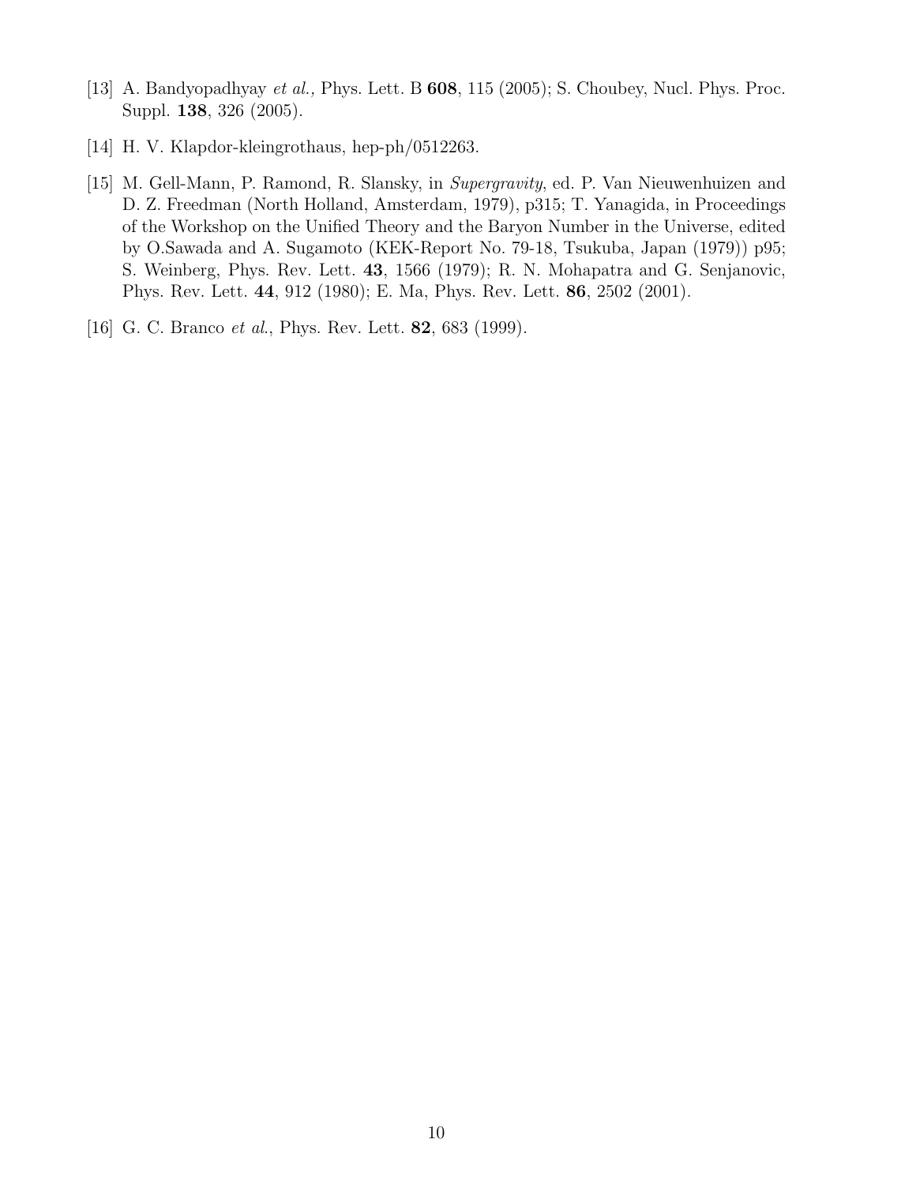[13] A. Bandyopadhyay *et al.,* Phys. Lett. B **608**, 115 (2005); S. Choubey, Nucl. Phys. Proc. Suppl. **138**, 326 (2005).

[14] H. V. Klapdor-kleingrothaus, hep-ph/0512263.

[15] M. Gell-Mann, P. Ramond, R. Slansky, in *Supergravity*, ed. P. Van Nieuwenhuizen and D. Z. Freedman (North Holland, Amsterdam, 1979), p315; T. Yanagida, in Proceedings of the Workshop on the Unified Theory and the Baryon Number in the Universe, edited by O.Sawada and A. Sugamoto (KEK-Report No. 79-18, Tsukuba, Japan (1979)) p95; S. Weinberg, Phys. Rev. Lett. **43**, 1566 (1979); R. N. Mohapatra and G. Senjanovic, Phys. Rev. Lett. **44**, 912 (1980); E. Ma, Phys. Rev. Lett. **86**, 2502 (2001).

[16] G. C. Branco *et al*., Phys. Rev. Lett. **82**, 683 (1999).